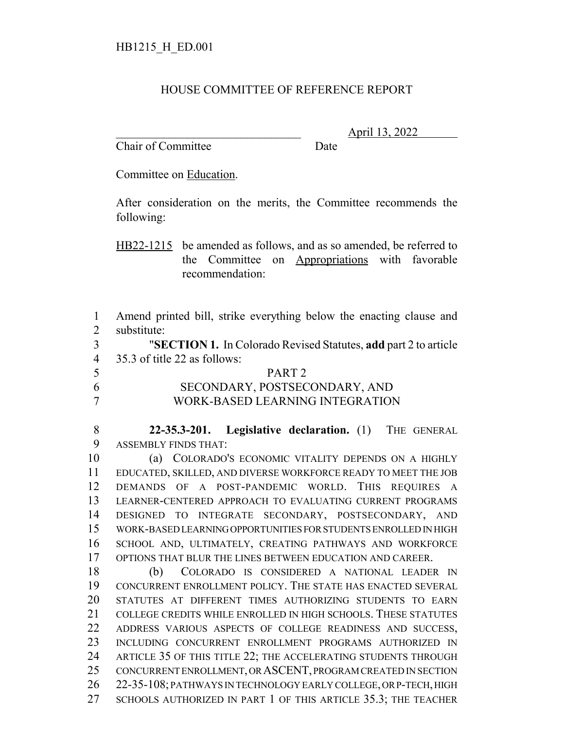HB1215_H_ED.001

# HOUSE COMMITTEE OF REFERENCE REPORT

_______________________________ April 13, 2022
Chair of Committee Date

Committee on Education.

After consideration on the merits, the Committee recommends the following:

HB22-1215 be amended as follows, and as so amended, be referred to the Committee on Appropriations with favorable recommendation:

1 Amend printed bill, strike everything below the enacting clause and
2 substitute:
3 "**SECTION 1.** In Colorado Revised Statutes, **add** part 2 to article
4 35.3 of title 22 as follows:
5 PART 2
6 SECONDARY, POSTSECONDARY, AND
7 WORK-BASED LEARNING INTEGRATION

8 **22-35.3-201. Legislative declaration.** (1) THE GENERAL
9 ASSEMBLY FINDS THAT:
10 (a) COLORADO'S ECONOMIC VITALITY DEPENDS ON A HIGHLY
11 EDUCATED, SKILLED, AND DIVERSE WORKFORCE READY TO MEET THE JOB
12 DEMANDS OF A POST-PANDEMIC WORLD. THIS REQUIRES A
13 LEARNER-CENTERED APPROACH TO EVALUATING CURRENT PROGRAMS
14 DESIGNED TO INTEGRATE SECONDARY, POSTSECONDARY, AND
15 WORK-BASED LEARNING OPPORTUNITIES FOR STUDENTS ENROLLED IN HIGH
16 SCHOOL AND, ULTIMATELY, CREATING PATHWAYS AND WORKFORCE
17 OPTIONS THAT BLUR THE LINES BETWEEN EDUCATION AND CAREER.
18 (b) COLORADO IS CONSIDERED A NATIONAL LEADER IN
19 CONCURRENT ENROLLMENT POLICY. THE STATE HAS ENACTED SEVERAL
20 STATUTES AT DIFFERENT TIMES AUTHORIZING STUDENTS TO EARN
21 COLLEGE CREDITS WHILE ENROLLED IN HIGH SCHOOLS. THESE STATUTES
22 ADDRESS VARIOUS ASPECTS OF COLLEGE READINESS AND SUCCESS,
23 INCLUDING CONCURRENT ENROLLMENT PROGRAMS AUTHORIZED IN
24 ARTICLE 35 OF THIS TITLE 22; THE ACCELERATING STUDENTS THROUGH
25 CONCURRENT ENROLLMENT, OR ASCENT, PROGRAM CREATED IN SECTION
26 22-35-108; PATHWAYS IN TECHNOLOGY EARLY COLLEGE, OR P-TECH, HIGH
27 SCHOOLS AUTHORIZED IN PART 1 OF THIS ARTICLE 35.3; THE TEACHER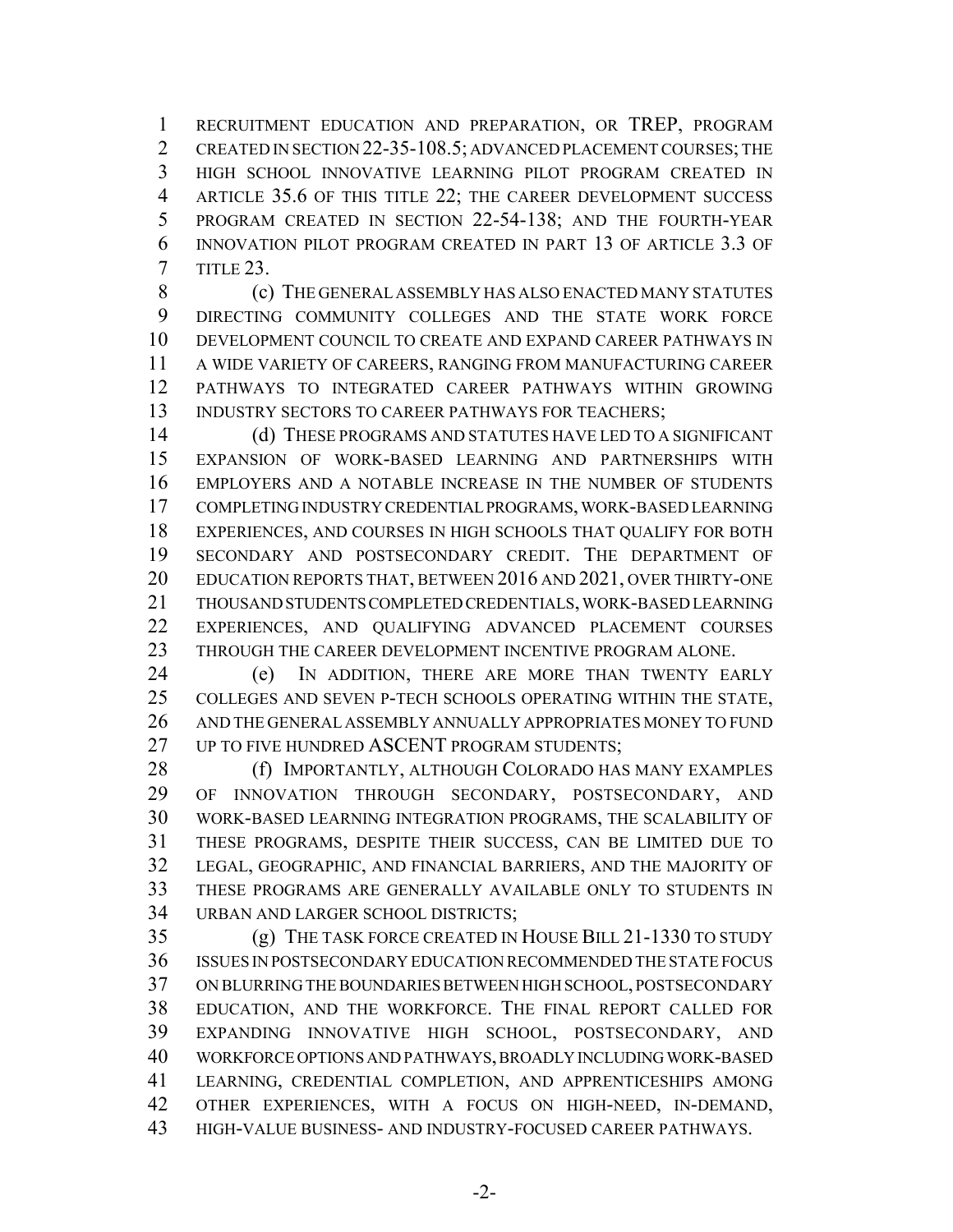RECRUITMENT EDUCATION AND PREPARATION, OR TREP, PROGRAM CREATED IN SECTION 22-35-108.5; ADVANCED PLACEMENT COURSES; THE HIGH SCHOOL INNOVATIVE LEARNING PILOT PROGRAM CREATED IN ARTICLE 35.6 OF THIS TITLE 22; THE CAREER DEVELOPMENT SUCCESS PROGRAM CREATED IN SECTION 22-54-138; AND THE FOURTH-YEAR INNOVATION PILOT PROGRAM CREATED IN PART 13 OF ARTICLE 3.3 OF TITLE 23.

(c) THE GENERAL ASSEMBLY HAS ALSO ENACTED MANY STATUTES DIRECTING COMMUNITY COLLEGES AND THE STATE WORK FORCE DEVELOPMENT COUNCIL TO CREATE AND EXPAND CAREER PATHWAYS IN A WIDE VARIETY OF CAREERS, RANGING FROM MANUFACTURING CAREER PATHWAYS TO INTEGRATED CAREER PATHWAYS WITHIN GROWING INDUSTRY SECTORS TO CAREER PATHWAYS FOR TEACHERS;

(d) THESE PROGRAMS AND STATUTES HAVE LED TO A SIGNIFICANT EXPANSION OF WORK-BASED LEARNING AND PARTNERSHIPS WITH EMPLOYERS AND A NOTABLE INCREASE IN THE NUMBER OF STUDENTS COMPLETING INDUSTRY CREDENTIAL PROGRAMS, WORK-BASED LEARNING EXPERIENCES, AND COURSES IN HIGH SCHOOLS THAT QUALIFY FOR BOTH SECONDARY AND POSTSECONDARY CREDIT. THE DEPARTMENT OF EDUCATION REPORTS THAT, BETWEEN 2016 AND 2021, OVER THIRTY-ONE THOUSAND STUDENTS COMPLETED CREDENTIALS, WORK-BASED LEARNING EXPERIENCES, AND QUALIFYING ADVANCED PLACEMENT COURSES THROUGH THE CAREER DEVELOPMENT INCENTIVE PROGRAM ALONE.

(e) IN ADDITION, THERE ARE MORE THAN TWENTY EARLY COLLEGES AND SEVEN P-TECH SCHOOLS OPERATING WITHIN THE STATE, AND THE GENERAL ASSEMBLY ANNUALLY APPROPRIATES MONEY TO FUND UP TO FIVE HUNDRED ASCENT PROGRAM STUDENTS;

(f) IMPORTANTLY, ALTHOUGH COLORADO HAS MANY EXAMPLES OF INNOVATION THROUGH SECONDARY, POSTSECONDARY, AND WORK-BASED LEARNING INTEGRATION PROGRAMS, THE SCALABILITY OF THESE PROGRAMS, DESPITE THEIR SUCCESS, CAN BE LIMITED DUE TO LEGAL, GEOGRAPHIC, AND FINANCIAL BARRIERS, AND THE MAJORITY OF THESE PROGRAMS ARE GENERALLY AVAILABLE ONLY TO STUDENTS IN URBAN AND LARGER SCHOOL DISTRICTS;

(g) THE TASK FORCE CREATED IN HOUSE BILL 21-1330 TO STUDY ISSUES IN POSTSECONDARY EDUCATION RECOMMENDED THE STATE FOCUS ON BLURRING THE BOUNDARIES BETWEEN HIGH SCHOOL, POSTSECONDARY EDUCATION, AND THE WORKFORCE. THE FINAL REPORT CALLED FOR EXPANDING INNOVATIVE HIGH SCHOOL, POSTSECONDARY, AND WORKFORCE OPTIONS AND PATHWAYS, BROADLY INCLUDING WORK-BASED LEARNING, CREDENTIAL COMPLETION, AND APPRENTICESHIPS AMONG OTHER EXPERIENCES, WITH A FOCUS ON HIGH-NEED, IN-DEMAND, HIGH-VALUE BUSINESS- AND INDUSTRY-FOCUSED CAREER PATHWAYS.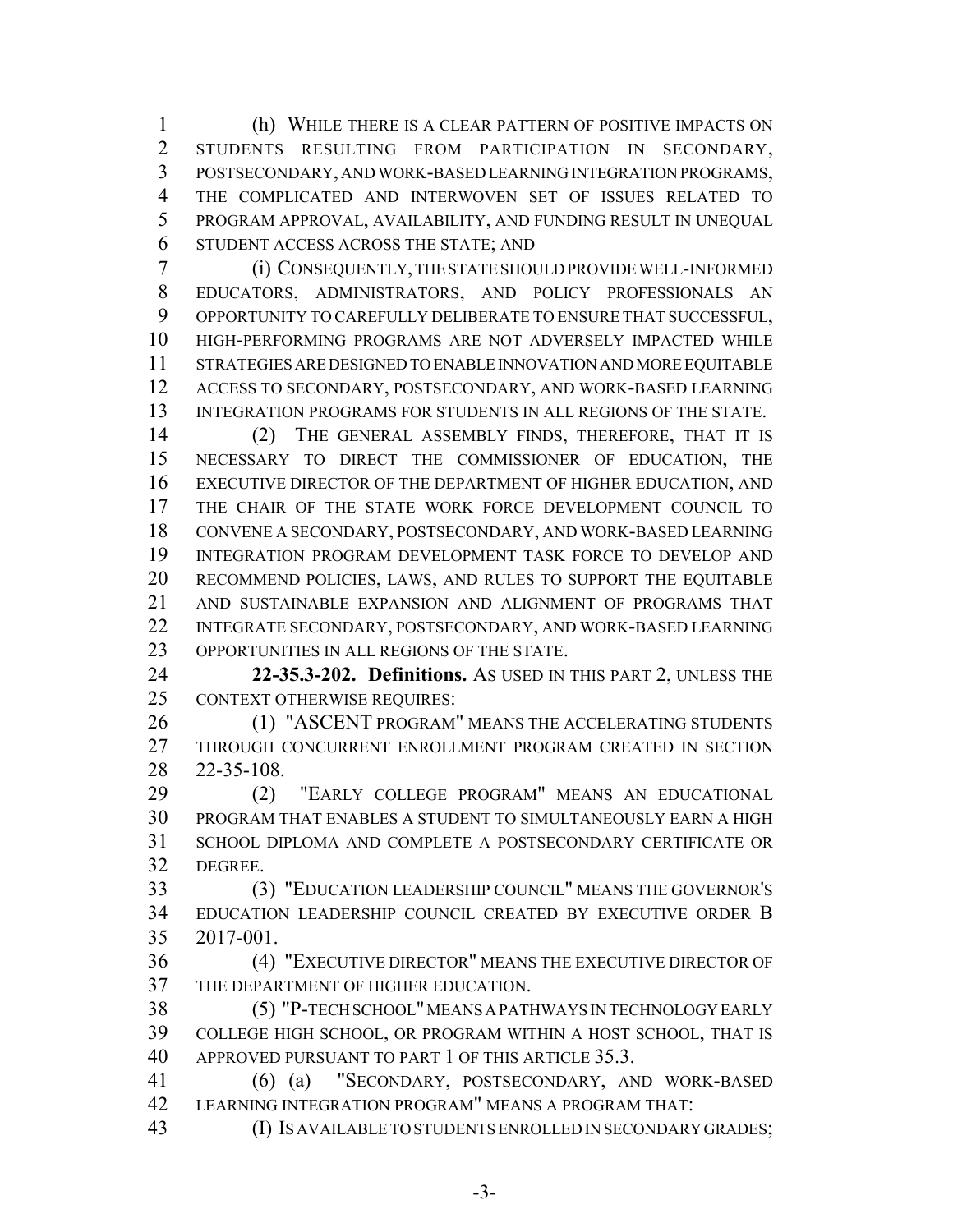(h) WHILE THERE IS A CLEAR PATTERN OF POSITIVE IMPACTS ON STUDENTS RESULTING FROM PARTICIPATION IN SECONDARY, POSTSECONDARY, AND WORK-BASED LEARNING INTEGRATION PROGRAMS, THE COMPLICATED AND INTERWOVEN SET OF ISSUES RELATED TO PROGRAM APPROVAL, AVAILABILITY, AND FUNDING RESULT IN UNEQUAL STUDENT ACCESS ACROSS THE STATE; AND

(i) CONSEQUENTLY, THE STATE SHOULD PROVIDE WELL-INFORMED EDUCATORS, ADMINISTRATORS, AND POLICY PROFESSIONALS AN OPPORTUNITY TO CAREFULLY DELIBERATE TO ENSURE THAT SUCCESSFUL, HIGH-PERFORMING PROGRAMS ARE NOT ADVERSELY IMPACTED WHILE STRATEGIES ARE DESIGNED TO ENABLE INNOVATION AND MORE EQUITABLE ACCESS TO SECONDARY, POSTSECONDARY, AND WORK-BASED LEARNING INTEGRATION PROGRAMS FOR STUDENTS IN ALL REGIONS OF THE STATE.

(2) THE GENERAL ASSEMBLY FINDS, THEREFORE, THAT IT IS NECESSARY TO DIRECT THE COMMISSIONER OF EDUCATION, THE EXECUTIVE DIRECTOR OF THE DEPARTMENT OF HIGHER EDUCATION, AND THE CHAIR OF THE STATE WORK FORCE DEVELOPMENT COUNCIL TO CONVENE A SECONDARY, POSTSECONDARY, AND WORK-BASED LEARNING INTEGRATION PROGRAM DEVELOPMENT TASK FORCE TO DEVELOP AND RECOMMEND POLICIES, LAWS, AND RULES TO SUPPORT THE EQUITABLE AND SUSTAINABLE EXPANSION AND ALIGNMENT OF PROGRAMS THAT INTEGRATE SECONDARY, POSTSECONDARY, AND WORK-BASED LEARNING OPPORTUNITIES IN ALL REGIONS OF THE STATE.

**22-35.3-202. Definitions.** AS USED IN THIS PART 2, UNLESS THE CONTEXT OTHERWISE REQUIRES:

(1) "ASCENT PROGRAM" MEANS THE ACCELERATING STUDENTS THROUGH CONCURRENT ENROLLMENT PROGRAM CREATED IN SECTION 22-35-108.

(2) "EARLY COLLEGE PROGRAM" MEANS AN EDUCATIONAL PROGRAM THAT ENABLES A STUDENT TO SIMULTANEOUSLY EARN A HIGH SCHOOL DIPLOMA AND COMPLETE A POSTSECONDARY CERTIFICATE OR DEGREE.

(3) "EDUCATION LEADERSHIP COUNCIL" MEANS THE GOVERNOR'S EDUCATION LEADERSHIP COUNCIL CREATED BY EXECUTIVE ORDER B 2017-001.

(4) "EXECUTIVE DIRECTOR" MEANS THE EXECUTIVE DIRECTOR OF THE DEPARTMENT OF HIGHER EDUCATION.

(5) "P-TECH SCHOOL" MEANS A PATHWAYS IN TECHNOLOGY EARLY COLLEGE HIGH SCHOOL, OR PROGRAM WITHIN A HOST SCHOOL, THAT IS APPROVED PURSUANT TO PART 1 OF THIS ARTICLE 35.3.

(6) (a) "SECONDARY, POSTSECONDARY, AND WORK-BASED LEARNING INTEGRATION PROGRAM" MEANS A PROGRAM THAT:

(I) IS AVAILABLE TO STUDENTS ENROLLED IN SECONDARY GRADES;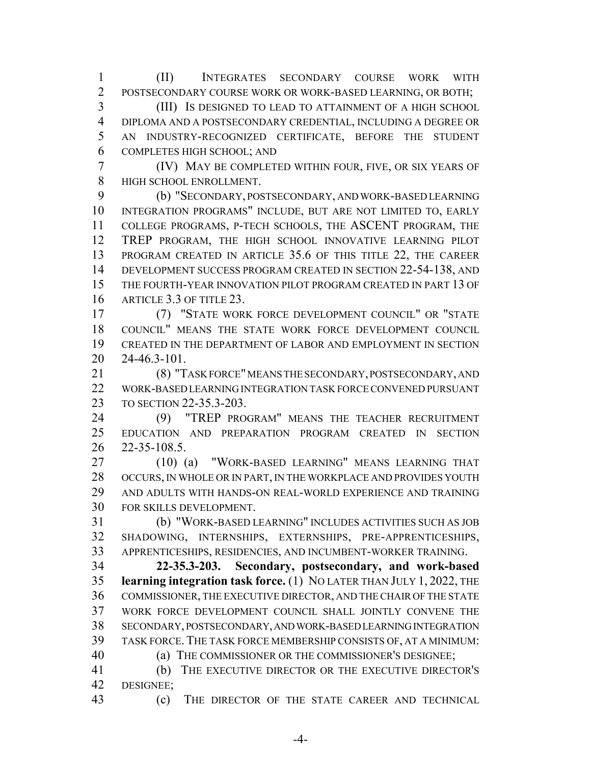(II) INTEGRATES SECONDARY COURSE WORK WITH POSTSECONDARY COURSE WORK OR WORK-BASED LEARNING, OR BOTH;

(III) IS DESIGNED TO LEAD TO ATTAINMENT OF A HIGH SCHOOL DIPLOMA AND A POSTSECONDARY CREDENTIAL, INCLUDING A DEGREE OR AN INDUSTRY-RECOGNIZED CERTIFICATE, BEFORE THE STUDENT COMPLETES HIGH SCHOOL; AND

(IV) MAY BE COMPLETED WITHIN FOUR, FIVE, OR SIX YEARS OF HIGH SCHOOL ENROLLMENT.

(b) "SECONDARY, POSTSECONDARY, AND WORK-BASED LEARNING INTEGRATION PROGRAMS" INCLUDE, BUT ARE NOT LIMITED TO, EARLY COLLEGE PROGRAMS, P-TECH SCHOOLS, THE ASCENT PROGRAM, THE TREP PROGRAM, THE HIGH SCHOOL INNOVATIVE LEARNING PILOT PROGRAM CREATED IN ARTICLE 35.6 OF THIS TITLE 22, THE CAREER DEVELOPMENT SUCCESS PROGRAM CREATED IN SECTION 22-54-138, AND THE FOURTH-YEAR INNOVATION PILOT PROGRAM CREATED IN PART 13 OF ARTICLE 3.3 OF TITLE 23.

(7) "STATE WORK FORCE DEVELOPMENT COUNCIL" OR "STATE COUNCIL" MEANS THE STATE WORK FORCE DEVELOPMENT COUNCIL CREATED IN THE DEPARTMENT OF LABOR AND EMPLOYMENT IN SECTION 24-46.3-101.

(8) "TASK FORCE" MEANS THE SECONDARY, POSTSECONDARY, AND WORK-BASED LEARNING INTEGRATION TASK FORCE CONVENED PURSUANT TO SECTION 22-35.3-203.

(9) "TREP PROGRAM" MEANS THE TEACHER RECRUITMENT EDUCATION AND PREPARATION PROGRAM CREATED IN SECTION 22-35-108.5.

(10) (a) "WORK-BASED LEARNING" MEANS LEARNING THAT OCCURS, IN WHOLE OR IN PART, IN THE WORKPLACE AND PROVIDES YOUTH AND ADULTS WITH HANDS-ON REAL-WORLD EXPERIENCE AND TRAINING FOR SKILLS DEVELOPMENT.

(b) "WORK-BASED LEARNING" INCLUDES ACTIVITIES SUCH AS JOB SHADOWING, INTERNSHIPS, EXTERNSHIPS, PRE-APPRENTICESHIPS, APPRENTICESHIPS, RESIDENCIES, AND INCUMBENT-WORKER TRAINING.

**22-35.3-203. Secondary, postsecondary, and work-based learning integration task force.** (1) NO LATER THAN JULY 1, 2022, THE COMMISSIONER, THE EXECUTIVE DIRECTOR, AND THE CHAIR OF THE STATE WORK FORCE DEVELOPMENT COUNCIL SHALL JOINTLY CONVENE THE SECONDARY, POSTSECONDARY, AND WORK-BASED LEARNING INTEGRATION TASK FORCE. THE TASK FORCE MEMBERSHIP CONSISTS OF, AT A MINIMUM:

(a) THE COMMISSIONER OR THE COMMISSIONER'S DESIGNEE;

(b) THE EXECUTIVE DIRECTOR OR THE EXECUTIVE DIRECTOR'S DESIGNEE;

(c) THE DIRECTOR OF THE STATE CAREER AND TECHNICAL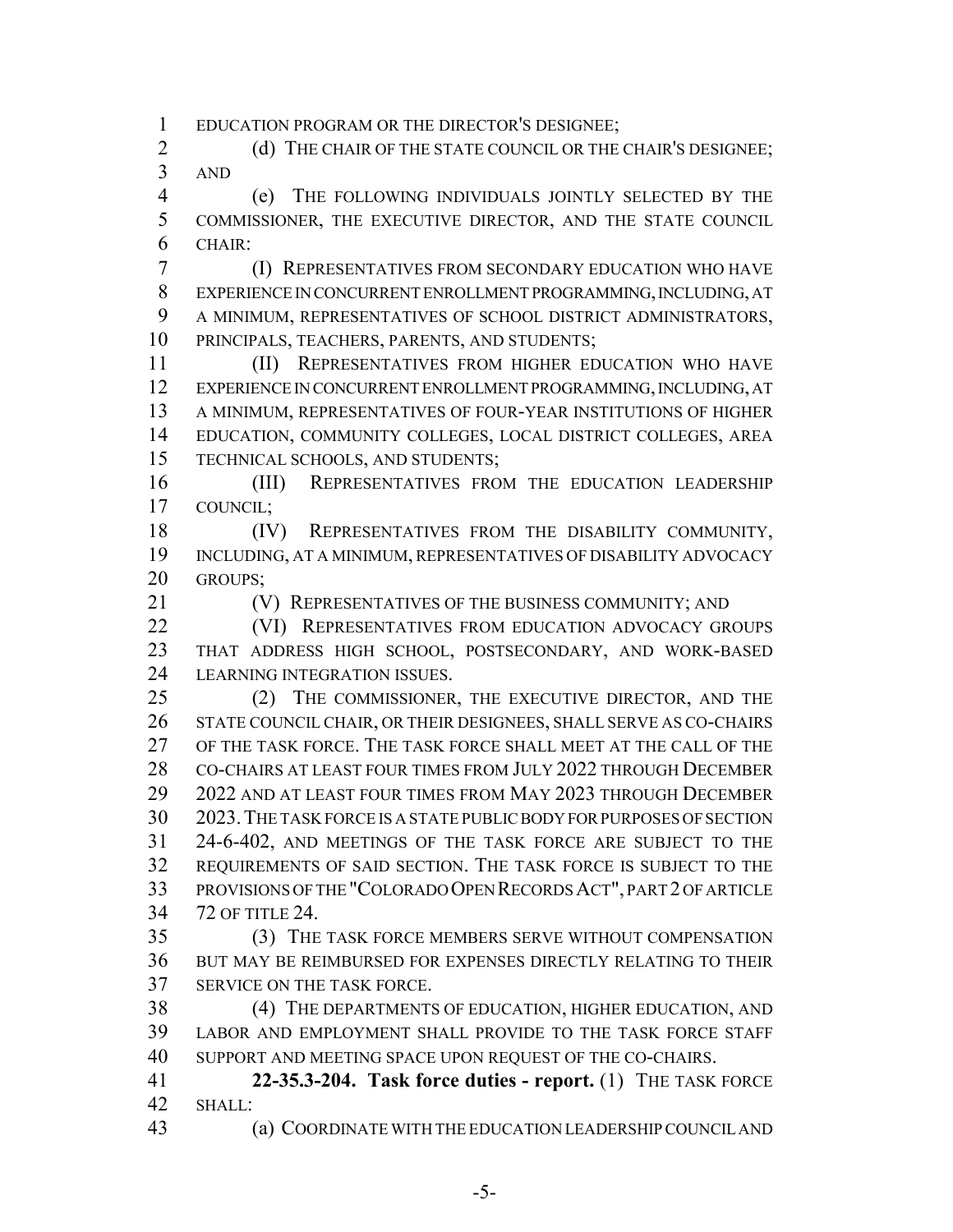EDUCATION PROGRAM OR THE DIRECTOR'S DESIGNEE;

(d) THE CHAIR OF THE STATE COUNCIL OR THE CHAIR'S DESIGNEE; AND

(e) THE FOLLOWING INDIVIDUALS JOINTLY SELECTED BY THE COMMISSIONER, THE EXECUTIVE DIRECTOR, AND THE STATE COUNCIL CHAIR:

(I) REPRESENTATIVES FROM SECONDARY EDUCATION WHO HAVE EXPERIENCE IN CONCURRENT ENROLLMENT PROGRAMMING, INCLUDING, AT A MINIMUM, REPRESENTATIVES OF SCHOOL DISTRICT ADMINISTRATORS, PRINCIPALS, TEACHERS, PARENTS, AND STUDENTS;

(II) REPRESENTATIVES FROM HIGHER EDUCATION WHO HAVE EXPERIENCE IN CONCURRENT ENROLLMENT PROGRAMMING, INCLUDING, AT A MINIMUM, REPRESENTATIVES OF FOUR-YEAR INSTITUTIONS OF HIGHER EDUCATION, COMMUNITY COLLEGES, LOCAL DISTRICT COLLEGES, AREA TECHNICAL SCHOOLS, AND STUDENTS;

(III) REPRESENTATIVES FROM THE EDUCATION LEADERSHIP COUNCIL;

(IV) REPRESENTATIVES FROM THE DISABILITY COMMUNITY, INCLUDING, AT A MINIMUM, REPRESENTATIVES OF DISABILITY ADVOCACY GROUPS;

(V) REPRESENTATIVES OF THE BUSINESS COMMUNITY; AND

(VI) REPRESENTATIVES FROM EDUCATION ADVOCACY GROUPS THAT ADDRESS HIGH SCHOOL, POSTSECONDARY, AND WORK-BASED LEARNING INTEGRATION ISSUES.

(2) THE COMMISSIONER, THE EXECUTIVE DIRECTOR, AND THE STATE COUNCIL CHAIR, OR THEIR DESIGNEES, SHALL SERVE AS CO-CHAIRS OF THE TASK FORCE. THE TASK FORCE SHALL MEET AT THE CALL OF THE CO-CHAIRS AT LEAST FOUR TIMES FROM JULY 2022 THROUGH DECEMBER 2022 AND AT LEAST FOUR TIMES FROM MAY 2023 THROUGH DECEMBER 2023. THE TASK FORCE IS A STATE PUBLIC BODY FOR PURPOSES OF SECTION 24-6-402, AND MEETINGS OF THE TASK FORCE ARE SUBJECT TO THE REQUIREMENTS OF SAID SECTION. THE TASK FORCE IS SUBJECT TO THE PROVISIONS OF THE "COLORADO OPEN RECORDS ACT", PART 2 OF ARTICLE 72 OF TITLE 24.

(3) THE TASK FORCE MEMBERS SERVE WITHOUT COMPENSATION BUT MAY BE REIMBURSED FOR EXPENSES DIRECTLY RELATING TO THEIR SERVICE ON THE TASK FORCE.

(4) THE DEPARTMENTS OF EDUCATION, HIGHER EDUCATION, AND LABOR AND EMPLOYMENT SHALL PROVIDE TO THE TASK FORCE STAFF SUPPORT AND MEETING SPACE UPON REQUEST OF THE CO-CHAIRS.

**22-35.3-204. Task force duties - report.** (1) THE TASK FORCE SHALL:

(a) COORDINATE WITH THE EDUCATION LEADERSHIP COUNCIL AND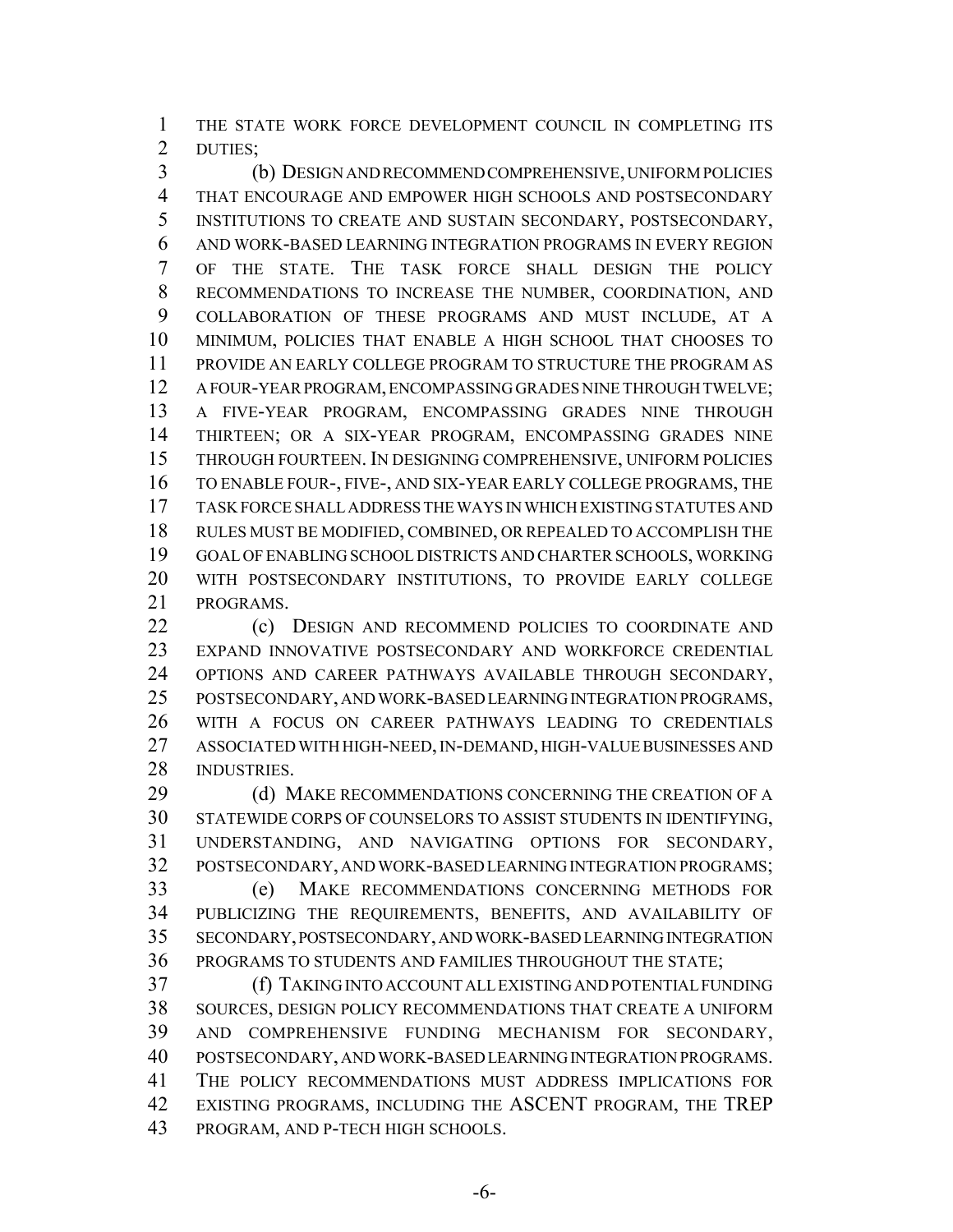THE STATE WORK FORCE DEVELOPMENT COUNCIL IN COMPLETING ITS DUTIES;

(b) DESIGN AND RECOMMEND COMPREHENSIVE, UNIFORM POLICIES THAT ENCOURAGE AND EMPOWER HIGH SCHOOLS AND POSTSECONDARY INSTITUTIONS TO CREATE AND SUSTAIN SECONDARY, POSTSECONDARY, AND WORK-BASED LEARNING INTEGRATION PROGRAMS IN EVERY REGION OF THE STATE. THE TASK FORCE SHALL DESIGN THE POLICY RECOMMENDATIONS TO INCREASE THE NUMBER, COORDINATION, AND COLLABORATION OF THESE PROGRAMS AND MUST INCLUDE, AT A MINIMUM, POLICIES THAT ENABLE A HIGH SCHOOL THAT CHOOSES TO PROVIDE AN EARLY COLLEGE PROGRAM TO STRUCTURE THE PROGRAM AS A FOUR-YEAR PROGRAM, ENCOMPASSING GRADES NINE THROUGH TWELVE; A FIVE-YEAR PROGRAM, ENCOMPASSING GRADES NINE THROUGH THIRTEEN; OR A SIX-YEAR PROGRAM, ENCOMPASSING GRADES NINE THROUGH FOURTEEN. IN DESIGNING COMPREHENSIVE, UNIFORM POLICIES TO ENABLE FOUR-, FIVE-, AND SIX-YEAR EARLY COLLEGE PROGRAMS, THE TASK FORCE SHALL ADDRESS THE WAYS IN WHICH EXISTING STATUTES AND RULES MUST BE MODIFIED, COMBINED, OR REPEALED TO ACCOMPLISH THE GOAL OF ENABLING SCHOOL DISTRICTS AND CHARTER SCHOOLS, WORKING WITH POSTSECONDARY INSTITUTIONS, TO PROVIDE EARLY COLLEGE PROGRAMS.

(c) DESIGN AND RECOMMEND POLICIES TO COORDINATE AND EXPAND INNOVATIVE POSTSECONDARY AND WORKFORCE CREDENTIAL OPTIONS AND CAREER PATHWAYS AVAILABLE THROUGH SECONDARY, POSTSECONDARY, AND WORK-BASED LEARNING INTEGRATION PROGRAMS, WITH A FOCUS ON CAREER PATHWAYS LEADING TO CREDENTIALS ASSOCIATED WITH HIGH-NEED, IN-DEMAND, HIGH-VALUE BUSINESSES AND INDUSTRIES.

(d) MAKE RECOMMENDATIONS CONCERNING THE CREATION OF A STATEWIDE CORPS OF COUNSELORS TO ASSIST STUDENTS IN IDENTIFYING, UNDERSTANDING, AND NAVIGATING OPTIONS FOR SECONDARY, POSTSECONDARY, AND WORK-BASED LEARNING INTEGRATION PROGRAMS;

(e) MAKE RECOMMENDATIONS CONCERNING METHODS FOR PUBLICIZING THE REQUIREMENTS, BENEFITS, AND AVAILABILITY OF SECONDARY, POSTSECONDARY, AND WORK-BASED LEARNING INTEGRATION PROGRAMS TO STUDENTS AND FAMILIES THROUGHOUT THE STATE;

(f) TAKING INTO ACCOUNT ALL EXISTING AND POTENTIAL FUNDING SOURCES, DESIGN POLICY RECOMMENDATIONS THAT CREATE A UNIFORM AND COMPREHENSIVE FUNDING MECHANISM FOR SECONDARY, POSTSECONDARY, AND WORK-BASED LEARNING INTEGRATION PROGRAMS. THE POLICY RECOMMENDATIONS MUST ADDRESS IMPLICATIONS FOR EXISTING PROGRAMS, INCLUDING THE ASCENT PROGRAM, THE TREP PROGRAM, AND P-TECH HIGH SCHOOLS.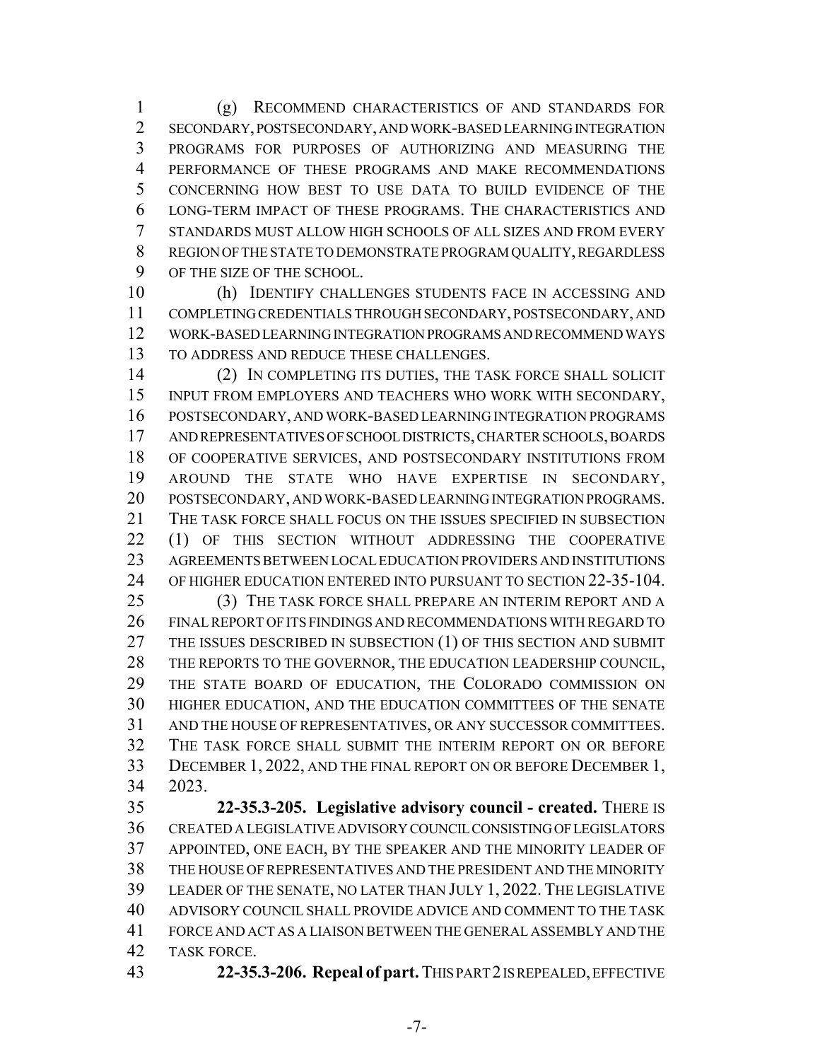(g) RECOMMEND CHARACTERISTICS OF AND STANDARDS FOR SECONDARY, POSTSECONDARY, AND WORK-BASED LEARNING INTEGRATION PROGRAMS FOR PURPOSES OF AUTHORIZING AND MEASURING THE PERFORMANCE OF THESE PROGRAMS AND MAKE RECOMMENDATIONS CONCERNING HOW BEST TO USE DATA TO BUILD EVIDENCE OF THE LONG-TERM IMPACT OF THESE PROGRAMS. THE CHARACTERISTICS AND STANDARDS MUST ALLOW HIGH SCHOOLS OF ALL SIZES AND FROM EVERY REGION OF THE STATE TO DEMONSTRATE PROGRAM QUALITY, REGARDLESS OF THE SIZE OF THE SCHOOL.

(h) IDENTIFY CHALLENGES STUDENTS FACE IN ACCESSING AND COMPLETING CREDENTIALS THROUGH SECONDARY, POSTSECONDARY, AND WORK-BASED LEARNING INTEGRATION PROGRAMS AND RECOMMEND WAYS TO ADDRESS AND REDUCE THESE CHALLENGES.

(2) IN COMPLETING ITS DUTIES, THE TASK FORCE SHALL SOLICIT INPUT FROM EMPLOYERS AND TEACHERS WHO WORK WITH SECONDARY, POSTSECONDARY, AND WORK-BASED LEARNING INTEGRATION PROGRAMS AND REPRESENTATIVES OF SCHOOL DISTRICTS, CHARTER SCHOOLS, BOARDS OF COOPERATIVE SERVICES, AND POSTSECONDARY INSTITUTIONS FROM AROUND THE STATE WHO HAVE EXPERTISE IN SECONDARY, POSTSECONDARY, AND WORK-BASED LEARNING INTEGRATION PROGRAMS. THE TASK FORCE SHALL FOCUS ON THE ISSUES SPECIFIED IN SUBSECTION (1) OF THIS SECTION WITHOUT ADDRESSING THE COOPERATIVE AGREEMENTS BETWEEN LOCAL EDUCATION PROVIDERS AND INSTITUTIONS OF HIGHER EDUCATION ENTERED INTO PURSUANT TO SECTION 22-35-104.

(3) THE TASK FORCE SHALL PREPARE AN INTERIM REPORT AND A FINAL REPORT OF ITS FINDINGS AND RECOMMENDATIONS WITH REGARD TO THE ISSUES DESCRIBED IN SUBSECTION (1) OF THIS SECTION AND SUBMIT THE REPORTS TO THE GOVERNOR, THE EDUCATION LEADERSHIP COUNCIL, THE STATE BOARD OF EDUCATION, THE COLORADO COMMISSION ON HIGHER EDUCATION, AND THE EDUCATION COMMITTEES OF THE SENATE AND THE HOUSE OF REPRESENTATIVES, OR ANY SUCCESSOR COMMITTEES. THE TASK FORCE SHALL SUBMIT THE INTERIM REPORT ON OR BEFORE DECEMBER 1, 2022, AND THE FINAL REPORT ON OR BEFORE DECEMBER 1, 2023.

**22-35.3-205. Legislative advisory council - created.** THERE IS CREATED A LEGISLATIVE ADVISORY COUNCIL CONSISTING OF LEGISLATORS APPOINTED, ONE EACH, BY THE SPEAKER AND THE MINORITY LEADER OF THE HOUSE OF REPRESENTATIVES AND THE PRESIDENT AND THE MINORITY LEADER OF THE SENATE, NO LATER THAN JULY 1, 2022. THE LEGISLATIVE ADVISORY COUNCIL SHALL PROVIDE ADVICE AND COMMENT TO THE TASK FORCE AND ACT AS A LIAISON BETWEEN THE GENERAL ASSEMBLY AND THE TASK FORCE.

**22-35.3-206. Repeal of part.** THIS PART 2 IS REPEALED, EFFECTIVE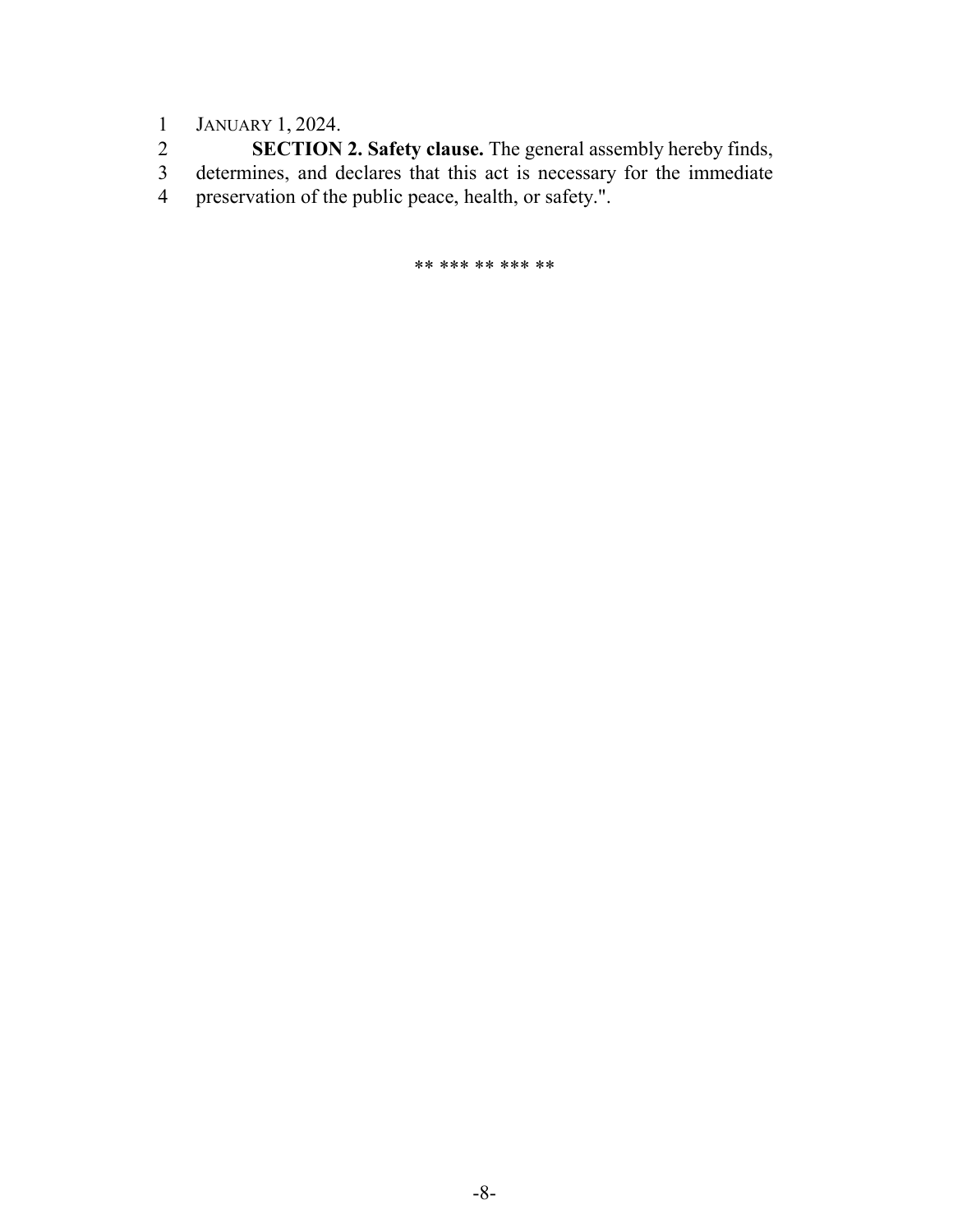JANUARY 1, 2024.

**SECTION 2. Safety clause.** The general assembly hereby finds, determines, and declares that this act is necessary for the immediate preservation of the public peace, health, or safety.".

** *** ** *** **